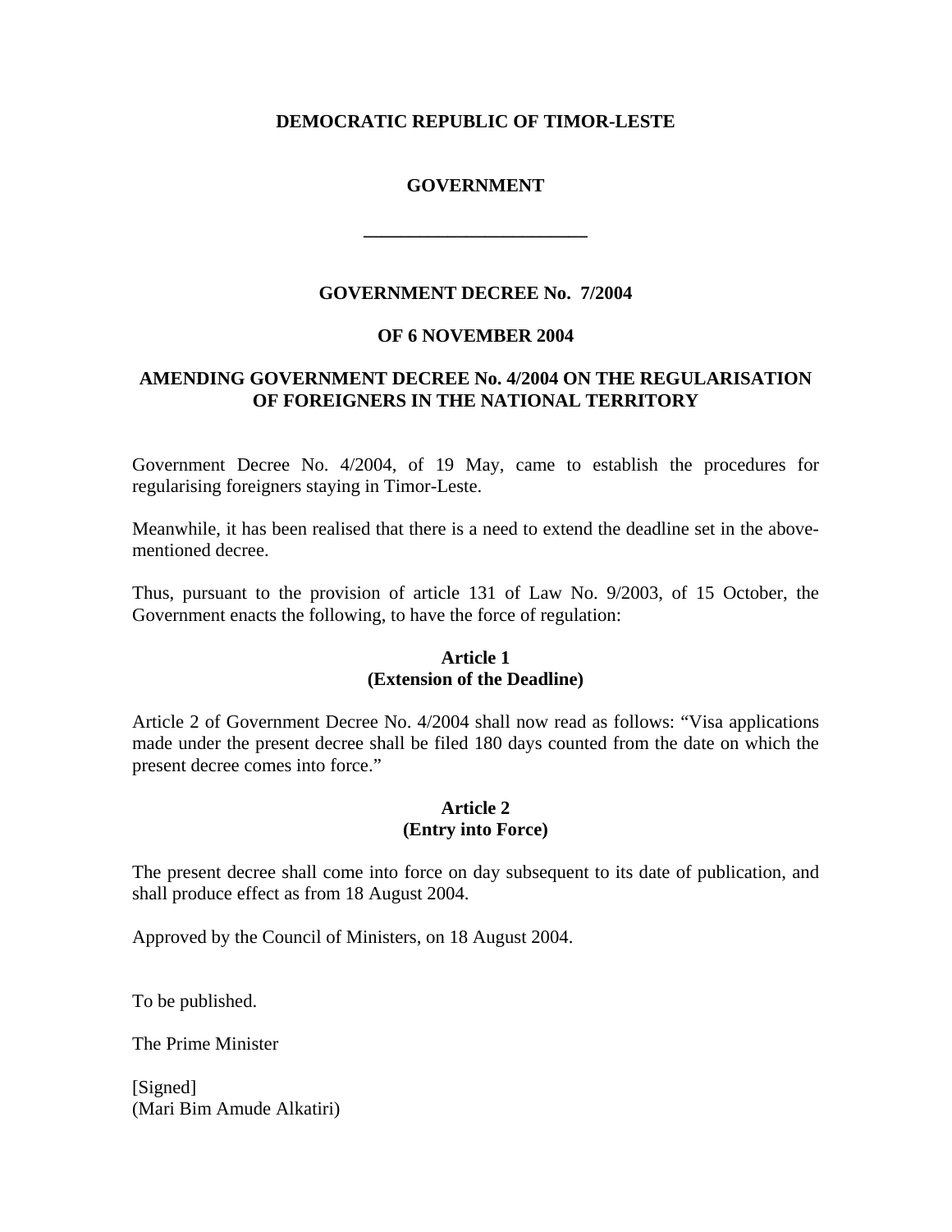**DEMOCRATIC REPUBLIC OF TIMOR-LESTE**

**GOVERNMENT**

---

# GOVERNMENT DECREE No. 7/2004

**OF 6 NOVEMBER 2004**

## AMENDING GOVERNMENT DECREE No. 4/2004 ON THE REGULARISATION OF FOREIGNERS IN THE NATIONAL TERRITORY

Government Decree No. 4/2004, of 19 May, came to establish the procedures for regularising foreigners staying in Timor-Leste.

Meanwhile, it has been realised that there is a need to extend the deadline set in the above-mentioned decree.

Thus, pursuant to the provision of article 131 of Law No. 9/2003, of 15 October, the Government enacts the following, to have the force of regulation:

### Article 1
### (Extension of the Deadline)

Article 2 of Government Decree No. 4/2004 shall now read as follows: "Visa applications made under the present decree shall be filed 180 days counted from the date on which the present decree comes into force."

### Article 2
### (Entry into Force)

The present decree shall come into force on day subsequent to its date of publication, and shall produce effect as from 18 August 2004.

Approved by the Council of Ministers, on 18 August 2004.

To be published.

The Prime Minister

[Signed]
(Mari Bim Amude Alkatiri)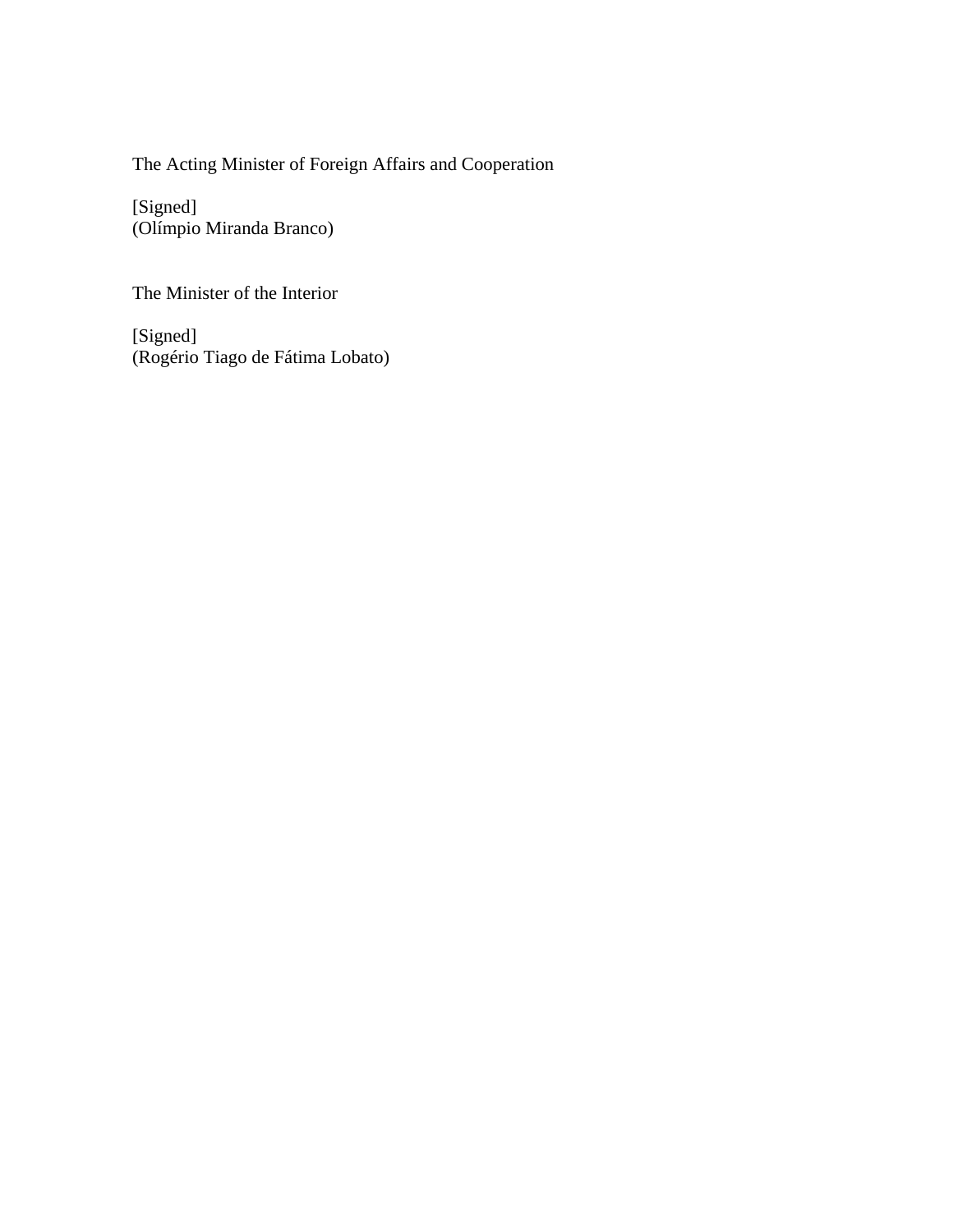The Acting Minister of Foreign Affairs and Cooperation

[Signed]
(Olímpio Miranda Branco)

The Minister of the Interior

[Signed]
(Rogério Tiago de Fátima Lobato)